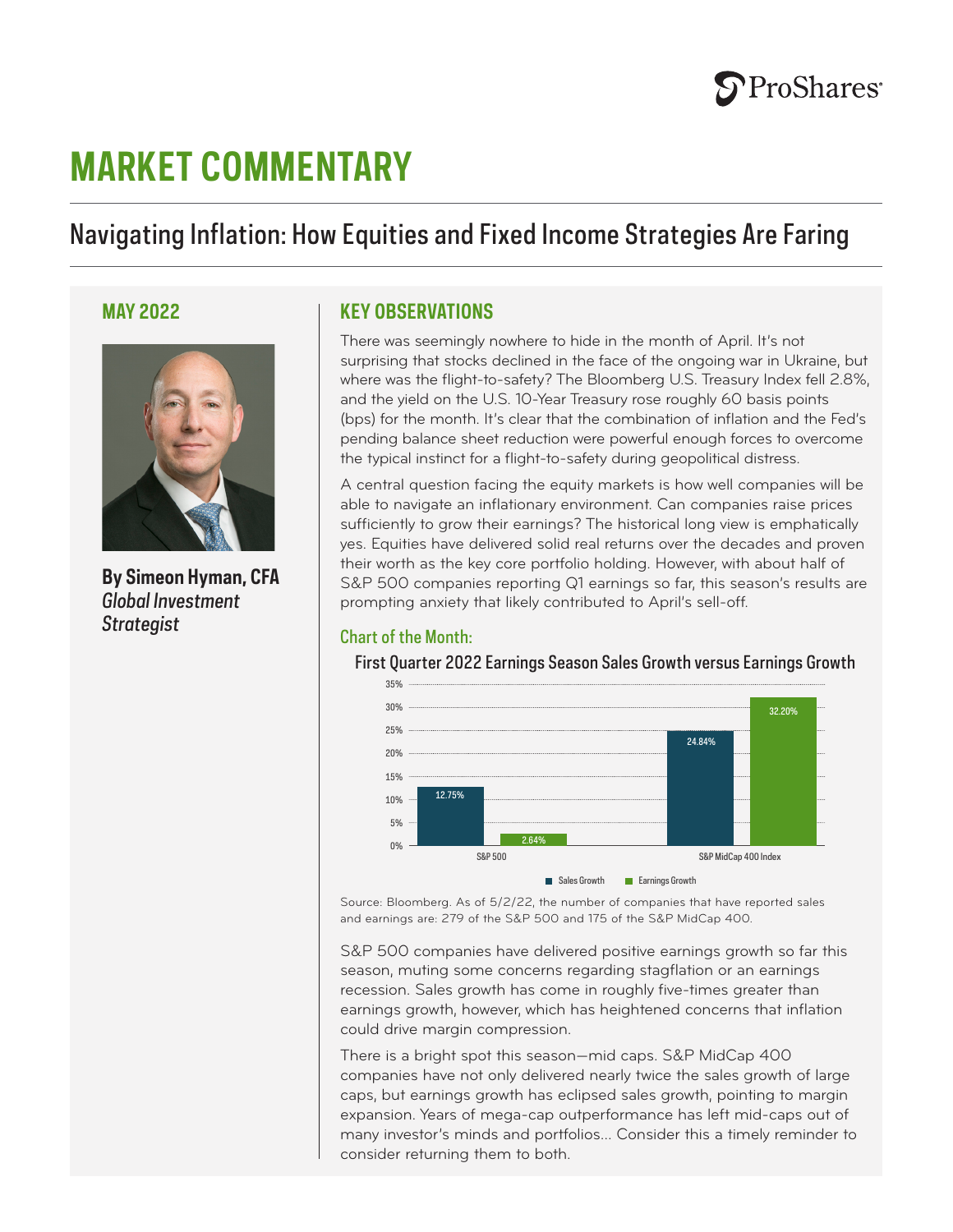# MARKET COMMENTARY

## Navigating Inflation: How Equities and Fixed Income Strategies Are Faring

**MAY 2022**

**By Simeon Hyman, CFA**
*Global Investment Strategist*

### KEY OBSERVATIONS

There was seemingly nowhere to hide in the month of April. It's not surprising that stocks declined in the face of the ongoing war in Ukraine, but where was the flight-to-safety? The Bloomberg U.S. Treasury Index fell 2.8%, and the yield on the U.S. 10-Year Treasury rose roughly 60 basis points (bps) for the month. It's clear that the combination of inflation and the Fed's pending balance sheet reduction were powerful enough forces to overcome the typical instinct for a flight-to-safety during geopolitical distress.

A central question facing the equity markets is how well companies will be able to navigate an inflationary environment. Can companies raise prices sufficiently to grow their earnings? The historical long view is emphatically yes. Equities have delivered solid real returns over the decades and proven their worth as the key core portfolio holding. However, with about half of S&P 500 companies reporting Q1 earnings so far, this season's results are prompting anxiety that likely contributed to April's sell-off.

#### Chart of the Month:

**First Quarter 2022 Earnings Season Sales Growth versus Earnings Growth**

| | Sales Growth | Earnings Growth |
|---|---|---|
| S&P 500 | 12.75% | 2.64% |
| S&P MidCap 400 Index | 24.84% | 32.20% |

Source: Bloomberg. As of 5/2/22, the number of companies that have reported sales and earnings are: 279 of the S&P 500 and 175 of the S&P MidCap 400.

S&P 500 companies have delivered positive earnings growth so far this season, muting some concerns regarding stagflation or an earnings recession. Sales growth has come in roughly five-times greater than earnings growth, however, which has heightened concerns that inflation could drive margin compression.

There is a bright spot this season—mid caps. S&P MidCap 400 companies have not only delivered nearly twice the sales growth of large caps, but earnings growth has eclipsed sales growth, pointing to margin expansion. Years of mega-cap outperformance has left mid-caps out of many investor's minds and portfolios... Consider this a timely reminder to consider returning them to both.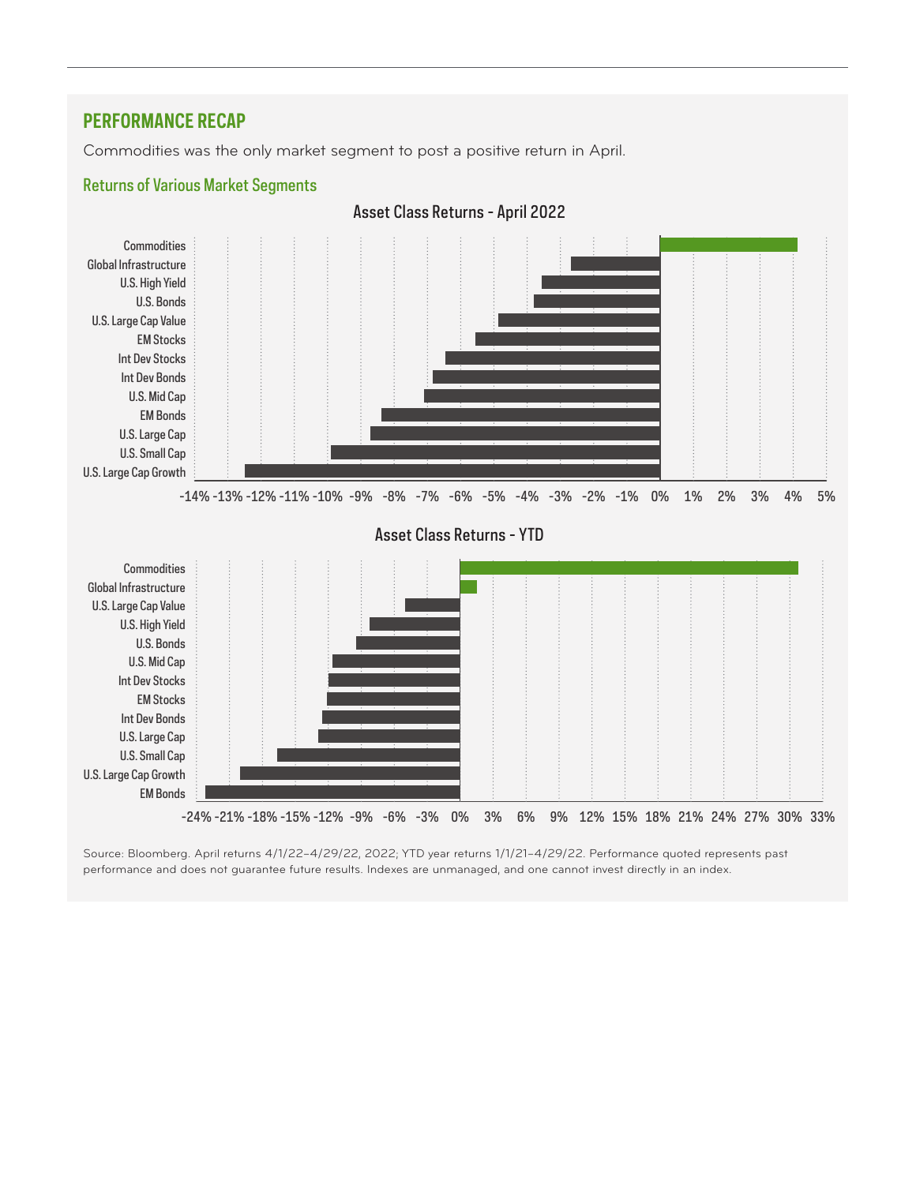## PERFORMANCE RECAP

Commodities was the only market segment to post a positive return in April.

### Returns of Various Market Segments

Asset Class Returns - April 2022

Commodities
Global Infrastructure
U.S. High Yield
U.S. Bonds
U.S. Large Cap Value
EM Stocks
Int Dev Stocks
Int Dev Bonds
U.S. Mid Cap
EM Bonds
U.S. Large Cap
U.S. Small Cap
U.S. Large Cap Growth

-14% -13% -12% -11% -10% -9% -8% -7% -6% -5% -4% -3% -2% -1% 0% 1% 2% 3% 4% 5%

Asset Class Returns - YTD

Commodities
Global Infrastructure
U.S. Large Cap Value
U.S. High Yield
U.S. Bonds
U.S. Mid Cap
Int Dev Stocks
EM Stocks
Int Dev Bonds
U.S. Large Cap
U.S. Small Cap
U.S. Large Cap Growth
EM Bonds

-24% -21% -18% -15% -12% -9% -6% -3% 0% 3% 6% 9% 12% 15% 18% 21% 24% 27% 30% 33%

Source: Bloomberg. April returns 4/1/22–4/29/22, 2022; YTD year returns 1/1/21–4/29/22. Performance quoted represents past performance and does not guarantee future results. Indexes are unmanaged, and one cannot invest directly in an index.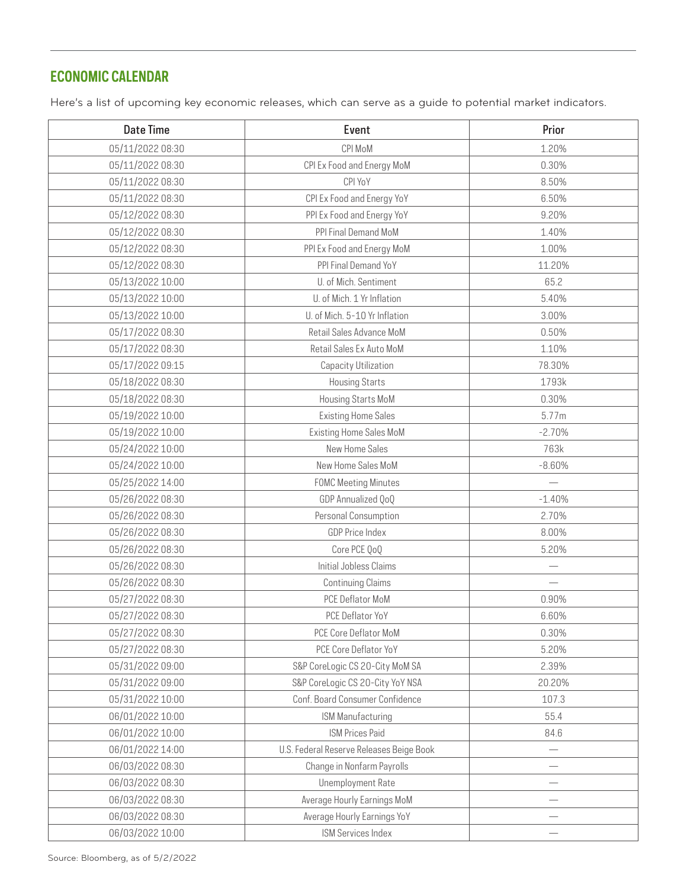## ECONOMIC CALENDAR

Here's a list of upcoming key economic releases, which can serve as a guide to potential market indicators.

| Date Time | Event | Prior |
|---|---|---|
| 05/11/2022 08:30 | CPI MoM | 1.20% |
| 05/11/2022 08:30 | CPI Ex Food and Energy MoM | 0.30% |
| 05/11/2022 08:30 | CPI YoY | 8.50% |
| 05/11/2022 08:30 | CPI Ex Food and Energy YoY | 6.50% |
| 05/12/2022 08:30 | PPI Ex Food and Energy YoY | 9.20% |
| 05/12/2022 08:30 | PPI Final Demand MoM | 1.40% |
| 05/12/2022 08:30 | PPI Ex Food and Energy MoM | 1.00% |
| 05/12/2022 08:30 | PPI Final Demand YoY | 11.20% |
| 05/13/2022 10:00 | U. of Mich. Sentiment | 65.2 |
| 05/13/2022 10:00 | U. of Mich. 1 Yr Inflation | 5.40% |
| 05/13/2022 10:00 | U. of Mich. 5-10 Yr Inflation | 3.00% |
| 05/17/2022 08:30 | Retail Sales Advance MoM | 0.50% |
| 05/17/2022 08:30 | Retail Sales Ex Auto MoM | 1.10% |
| 05/17/2022 09:15 | Capacity Utilization | 78.30% |
| 05/18/2022 08:30 | Housing Starts | 1793k |
| 05/18/2022 08:30 | Housing Starts MoM | 0.30% |
| 05/19/2022 10:00 | Existing Home Sales | 5.77m |
| 05/19/2022 10:00 | Existing Home Sales MoM | -2.70% |
| 05/24/2022 10:00 | New Home Sales | 763k |
| 05/24/2022 10:00 | New Home Sales MoM | -8.60% |
| 05/25/2022 14:00 | FOMC Meeting Minutes | — |
| 05/26/2022 08:30 | GDP Annualized QoQ | -1.40% |
| 05/26/2022 08:30 | Personal Consumption | 2.70% |
| 05/26/2022 08:30 | GDP Price Index | 8.00% |
| 05/26/2022 08:30 | Core PCE QoQ | 5.20% |
| 05/26/2022 08:30 | Initial Jobless Claims | — |
| 05/26/2022 08:30 | Continuing Claims | — |
| 05/27/2022 08:30 | PCE Deflator MoM | 0.90% |
| 05/27/2022 08:30 | PCE Deflator YoY | 6.60% |
| 05/27/2022 08:30 | PCE Core Deflator MoM | 0.30% |
| 05/27/2022 08:30 | PCE Core Deflator YoY | 5.20% |
| 05/31/2022 09:00 | S&P CoreLogic CS 20-City MoM SA | 2.39% |
| 05/31/2022 09:00 | S&P CoreLogic CS 20-City YoY NSA | 20.20% |
| 05/31/2022 10:00 | Conf. Board Consumer Confidence | 107.3 |
| 06/01/2022 10:00 | ISM Manufacturing | 55.4 |
| 06/01/2022 10:00 | ISM Prices Paid | 84.6 |
| 06/01/2022 14:00 | U.S. Federal Reserve Releases Beige Book | — |
| 06/03/2022 08:30 | Change in Nonfarm Payrolls | — |
| 06/03/2022 08:30 | Unemployment Rate | — |
| 06/03/2022 08:30 | Average Hourly Earnings MoM | — |
| 06/03/2022 08:30 | Average Hourly Earnings YoY | — |
| 06/03/2022 10:00 | ISM Services Index | — |

Source: Bloomberg, as of 5/2/2022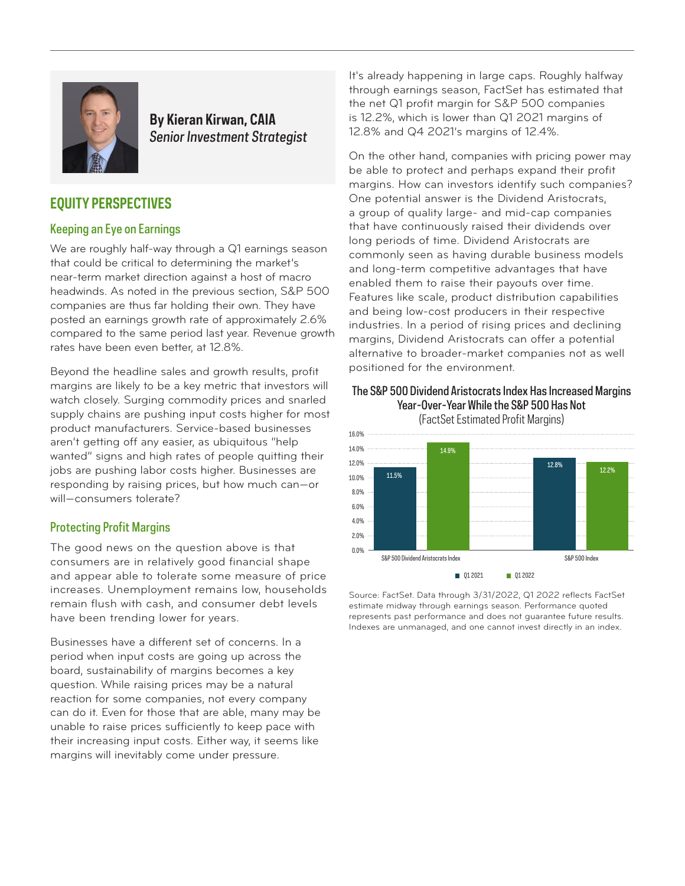**By Kieran Kirwan, CAIA**
*Senior Investment Strategist*

## EQUITY PERSPECTIVES

### Keeping an Eye on Earnings

We are roughly half-way through a Q1 earnings season that could be critical to determining the market's near-term market direction against a host of macro headwinds. As noted in the previous section, S&P 500 companies are thus far holding their own. They have posted an earnings growth rate of approximately 2.6% compared to the same period last year. Revenue growth rates have been even better, at 12.8%.

Beyond the headline sales and growth results, profit margins are likely to be a key metric that investors will watch closely. Surging commodity prices and snarled supply chains are pushing input costs higher for most product manufacturers. Service-based businesses aren't getting off any easier, as ubiquitous "help wanted" signs and high rates of people quitting their jobs are pushing labor costs higher. Businesses are responding by raising prices, but how much can—or will—consumers tolerate?

### Protecting Profit Margins

The good news on the question above is that consumers are in relatively good financial shape and appear able to tolerate some measure of price increases. Unemployment remains low, households remain flush with cash, and consumer debt levels have been trending lower for years.

Businesses have a different set of concerns. In a period when input costs are going up across the board, sustainability of margins becomes a key question. While raising prices may be a natural reaction for some companies, not every company can do it. Even for those that are able, many may be unable to raise prices sufficiently to keep pace with their increasing input costs. Either way, it seems like margins will inevitably come under pressure.

It's already happening in large caps. Roughly halfway through earnings season, FactSet has estimated that the net Q1 profit margin for S&P 500 companies is 12.2%, which is lower than Q1 2021 margins of 12.8% and Q4 2021's margins of 12.4%.

On the other hand, companies with pricing power may be able to protect and perhaps expand their profit margins. How can investors identify such companies? One potential answer is the Dividend Aristocrats, a group of quality large- and mid-cap companies that have continuously raised their dividends over long periods of time. Dividend Aristocrats are commonly seen as having durable business models and long-term competitive advantages that have enabled them to raise their payouts over time. Features like scale, product distribution capabilities and being low-cost producers in their respective industries. In a period of rising prices and declining margins, Dividend Aristocrats can offer a potential alternative to broader-market companies not as well positioned for the environment.

**The S&P 500 Dividend Aristocrats Index Has Increased Margins Year-Over-Year While the S&P 500 Has Not**
(FactSet Estimated Profit Margins)

| | Q1 2021 | Q1 2022 |
|---|---|---|
| S&P 500 Dividend Aristocrats Index | 11.5% | 14.9% |
| S&P 500 Index | 12.8% | 12.2% |

Source: FactSet. Data through 3/31/2022, Q1 2022 reflects FactSet estimate midway through earnings season. Performance quoted represents past performance and does not guarantee future results. Indexes are unmanaged, and one cannot invest directly in an index.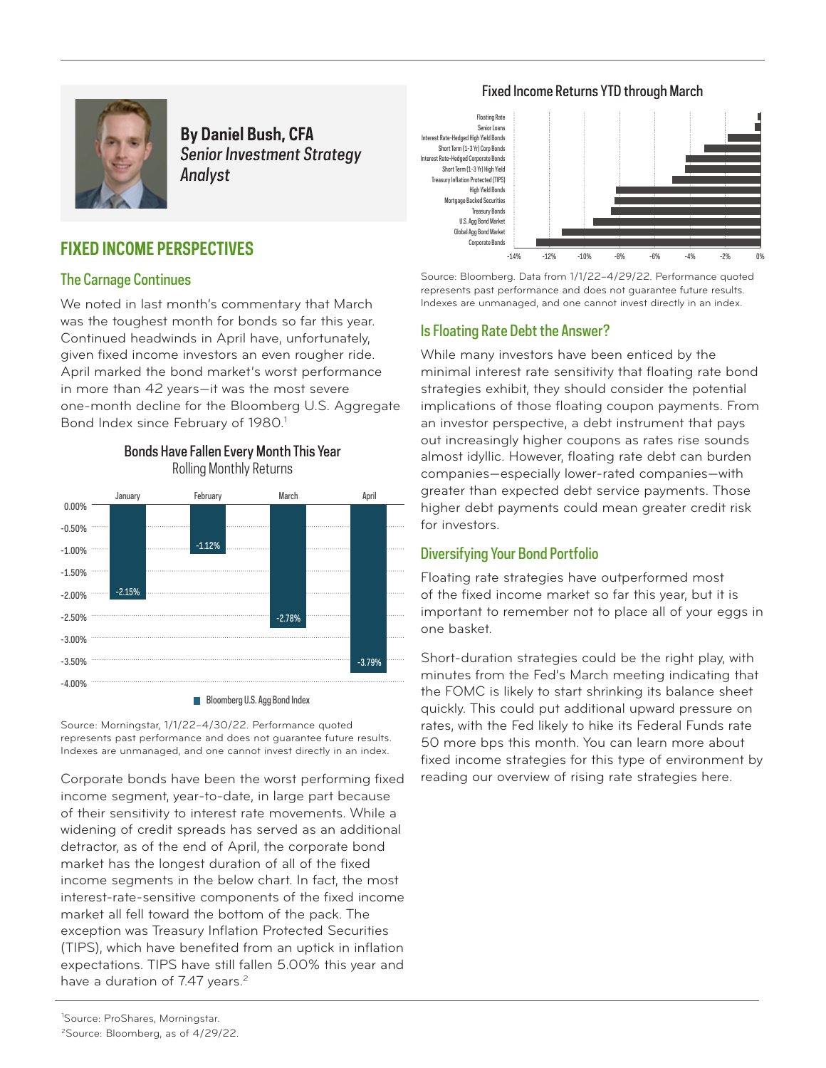**By Daniel Bush, CFA**
*Senior Investment Strategy Analyst*

## FIXED INCOME PERSPECTIVES

### The Carnage Continues

We noted in last month's commentary that March was the toughest month for bonds so far this year. Continued headwinds in April have, unfortunately, given fixed income investors an even rougher ride. April marked the bond market's worst performance in more than 42 years—it was the most severe one-month decline for the Bloomberg U.S. Aggregate Bond Index since February of 1980.[1]

**Bonds Have Fallen Every Month This Year**
Rolling Monthly Returns

| Month | Bloomberg U.S. Agg Bond Index |
|---|---|
| January | -2.15% |
| February | -1.12% |
| March | -2.78% |
| April | -3.79% |

Source: Morningstar, 1/1/22–4/30/22. Performance quoted represents past performance and does not guarantee future results. Indexes are unmanaged, and one cannot invest directly in an index.

Corporate bonds have been the worst performing fixed income segment, year-to-date, in large part because of their sensitivity to interest rate movements. While a widening of credit spreads has served as an additional detractor, as of the end of April, the corporate bond market has the longest duration of all of the fixed income segments in the below chart. In fact, the most interest-rate-sensitive components of the fixed income market all fell toward the bottom of the pack. The exception was Treasury Inflation Protected Securities (TIPS), which have benefited from an uptick in inflation expectations. TIPS have still fallen 5.00% this year and have a duration of 7.47 years.[2]

**Fixed Income Returns YTD through March**

Segments shown (top to bottom): Floating Rate; Senior Loans; Interest Rate-Hedged High Yield Bonds; Short Term (1-3 Yr) Corp Bonds; Interest Rate-Hedged Corporate Bonds; Short Term (1-3 Yr) High Yield; Treasury Inflation Protected (TIPS); High Yield Bonds; Mortgage Backed Securities; Treasury Bonds; U.S. Agg Bond Market; Global Agg Bond Market; Corporate Bonds. Axis: -14% to 0%.

Source: Bloomberg. Data from 1/1/22–4/29/22. Performance quoted represents past performance and does not guarantee future results. Indexes are unmanaged, and one cannot invest directly in an index.

### Is Floating Rate Debt the Answer?

While many investors have been enticed by the minimal interest rate sensitivity that floating rate bond strategies exhibit, they should consider the potential implications of those floating coupon payments. From an investor perspective, a debt instrument that pays out increasingly higher coupons as rates rise sounds almost idyllic. However, floating rate debt can burden companies—especially lower-rated companies—with greater than expected debt service payments. Those higher debt payments could mean greater credit risk for investors.

### Diversifying Your Bond Portfolio

Floating rate strategies have outperformed most of the fixed income market so far this year, but it is important to remember not to place all of your eggs in one basket.

Short-duration strategies could be the right play, with minutes from the Fed's March meeting indicating that the FOMC is likely to start shrinking its balance sheet quickly. This could put additional upward pressure on rates, with the Fed likely to hike its Federal Funds rate 50 more bps this month. You can learn more about fixed income strategies for this type of environment by reading our overview of rising rate strategies here.

---

[1] Source: ProShares, Morningstar.
[2] Source: Bloomberg, as of 4/29/22.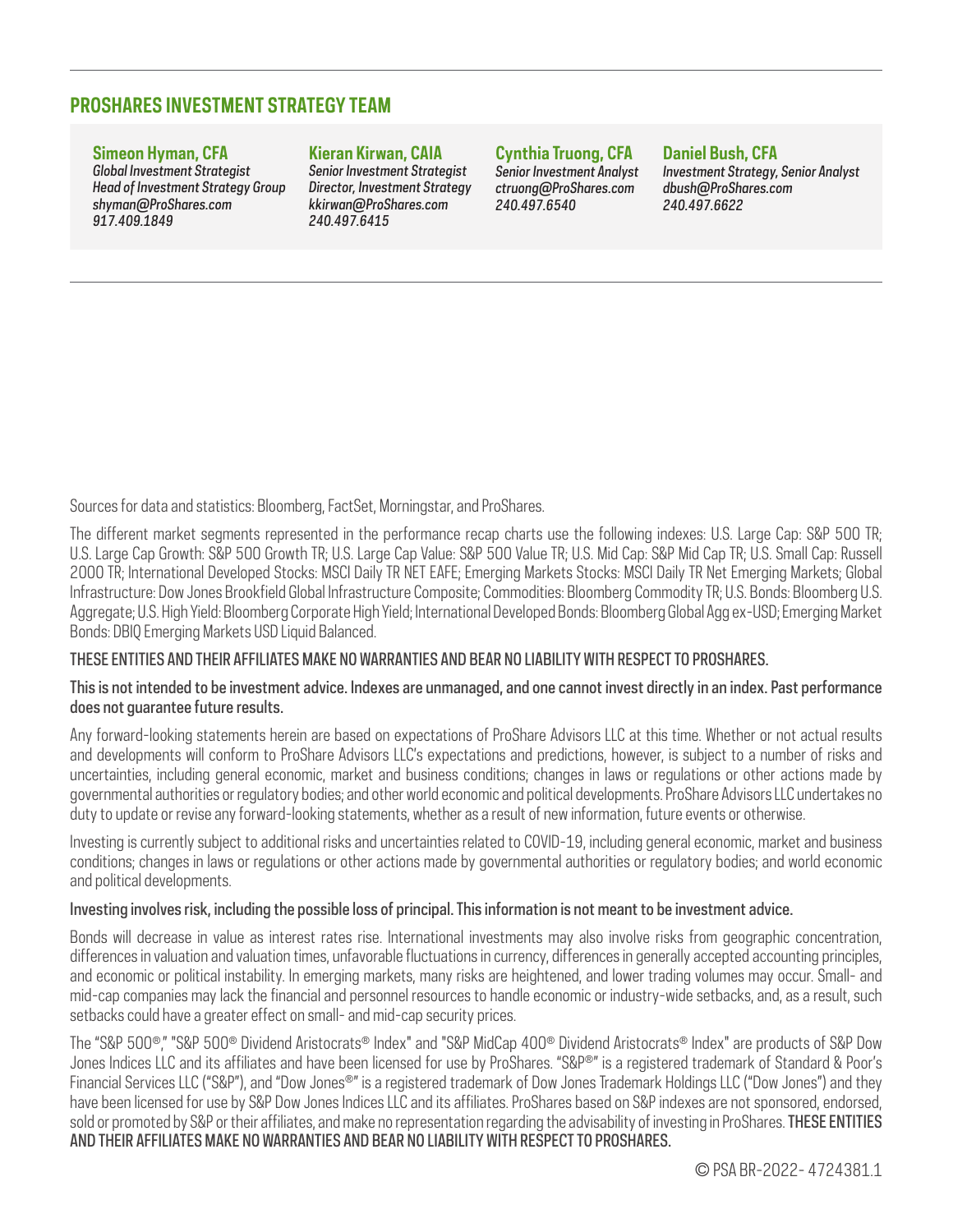## PROSHARES INVESTMENT STRATEGY TEAM

**Simeon Hyman, CFA**
*Global Investment Strategist*
*Head of Investment Strategy Group*
*shyman@ProShares.com*
*917.409.1849*

**Kieran Kirwan, CAIA**
*Senior Investment Strategist*
*Director, Investment Strategy*
*kkirwan@ProShares.com*
*240.497.6415*

**Cynthia Truong, CFA**
*Senior Investment Analyst*
*ctruong@ProShares.com*
*240.497.6540*

**Daniel Bush, CFA**
*Investment Strategy, Senior Analyst*
*dbush@ProShares.com*
*240.497.6622*

Sources for data and statistics: Bloomberg, FactSet, Morningstar, and ProShares.

The different market segments represented in the performance recap charts use the following indexes: U.S. Large Cap: S&P 500 TR; U.S. Large Cap Growth: S&P 500 Growth TR; U.S. Large Cap Value: S&P 500 Value TR; U.S. Mid Cap: S&P Mid Cap TR; U.S. Small Cap: Russell 2000 TR; International Developed Stocks: MSCI Daily TR NET EAFE; Emerging Markets Stocks: MSCI Daily TR Net Emerging Markets; Global Infrastructure: Dow Jones Brookfield Global Infrastructure Composite; Commodities: Bloomberg Commodity TR; U.S. Bonds: Bloomberg U.S. Aggregate; U.S. High Yield: Bloomberg Corporate High Yield; International Developed Bonds: Bloomberg Global Agg ex-USD; Emerging Market Bonds: DBIQ Emerging Markets USD Liquid Balanced.

**THESE ENTITIES AND THEIR AFFILIATES MAKE NO WARRANTIES AND BEAR NO LIABILITY WITH RESPECT TO PROSHARES.**

**This is not intended to be investment advice. Indexes are unmanaged, and one cannot invest directly in an index. Past performance does not guarantee future results.**

Any forward-looking statements herein are based on expectations of ProShare Advisors LLC at this time. Whether or not actual results and developments will conform to ProShare Advisors LLC's expectations and predictions, however, is subject to a number of risks and uncertainties, including general economic, market and business conditions; changes in laws or regulations or other actions made by governmental authorities or regulatory bodies; and other world economic and political developments. ProShare Advisors LLC undertakes no duty to update or revise any forward-looking statements, whether as a result of new information, future events or otherwise.

Investing is currently subject to additional risks and uncertainties related to COVID-19, including general economic, market and business conditions; changes in laws or regulations or other actions made by governmental authorities or regulatory bodies; and world economic and political developments.

**Investing involves risk, including the possible loss of principal. This information is not meant to be investment advice.**

Bonds will decrease in value as interest rates rise. International investments may also involve risks from geographic concentration, differences in valuation and valuation times, unfavorable fluctuations in currency, differences in generally accepted accounting principles, and economic or political instability. In emerging markets, many risks are heightened, and lower trading volumes may occur. Small- and mid-cap companies may lack the financial and personnel resources to handle economic or industry-wide setbacks, and, as a result, such setbacks could have a greater effect on small- and mid-cap security prices.

The "S&P 500®," "S&P 500® Dividend Aristocrats® Index" and "S&P MidCap 400® Dividend Aristocrats® Index" are products of S&P Dow Jones Indices LLC and its affiliates and have been licensed for use by ProShares. "S&P®" is a registered trademark of Standard & Poor's Financial Services LLC ("S&P"), and "Dow Jones®" is a registered trademark of Dow Jones Trademark Holdings LLC ("Dow Jones") and they have been licensed for use by S&P Dow Jones Indices LLC and its affiliates. ProShares based on S&P indexes are not sponsored, endorsed, sold or promoted by S&P or their affiliates, and make no representation regarding the advisability of investing in ProShares. **THESE ENTITIES AND THEIR AFFILIATES MAKE NO WARRANTIES AND BEAR NO LIABILITY WITH RESPECT TO PROSHARES.**

© PSA BR-2022- 4724381.1